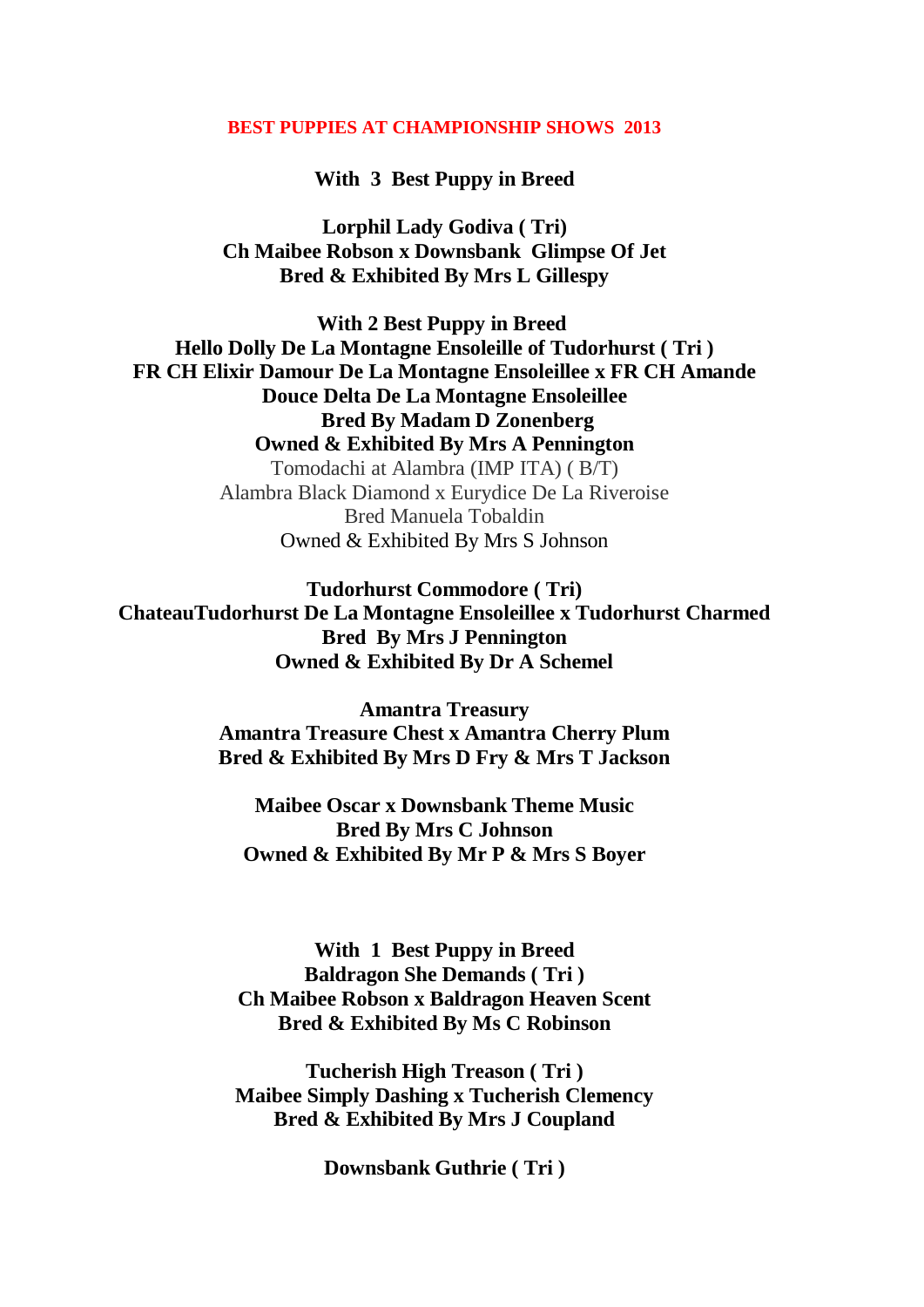**BEST PUPPIES AT CHAMPIONSHIP SHOWS 2013**

**With 3 Best Puppy in Breed**

**Lorphil Lady Godiva ( Tri)**
**Ch Maibee Robson x Downsbank Glimpse Of Jet**
**Bred & Exhibited By Mrs L Gillespy**

**With 2 Best Puppy in Breed**
**Hello Dolly De La Montagne Ensoleille of Tudorhurst ( Tri )**
**FR CH Elixir Damour De La Montagne Ensoleillee x FR CH Amande Douce Delta De La Montagne Ensoleillee**
**Bred By Madam D Zonenberg**
**Owned & Exhibited By Mrs A Pennington**
Tomodachi at Alambra (IMP ITA) ( B/T)
Alambra Black Diamond x Eurydice De La Riveroise
Bred Manuela Tobaldin
Owned & Exhibited By Mrs S Johnson

**Tudorhurst Commodore ( Tri)**
**ChateauTudorhurst De La Montagne Ensoleillee x Tudorhurst Charmed**
**Bred By Mrs J Pennington**
**Owned & Exhibited By Dr A Schemel**

**Amantra Treasury**
**Amantra Treasure Chest x Amantra Cherry Plum**
**Bred & Exhibited By Mrs D Fry & Mrs T Jackson**

**Maibee Oscar x Downsbank Theme Music**
**Bred By Mrs C Johnson**
**Owned & Exhibited By Mr P & Mrs S Boyer**

**With 1 Best Puppy in Breed**
**Baldragon She Demands ( Tri )**
**Ch Maibee Robson x Baldragon Heaven Scent**
**Bred & Exhibited By Ms C Robinson**

**Tucherish High Treason ( Tri )**
**Maibee Simply Dashing x Tucherish Clemency**
**Bred & Exhibited By Mrs J Coupland**

**Downsbank Guthrie ( Tri )**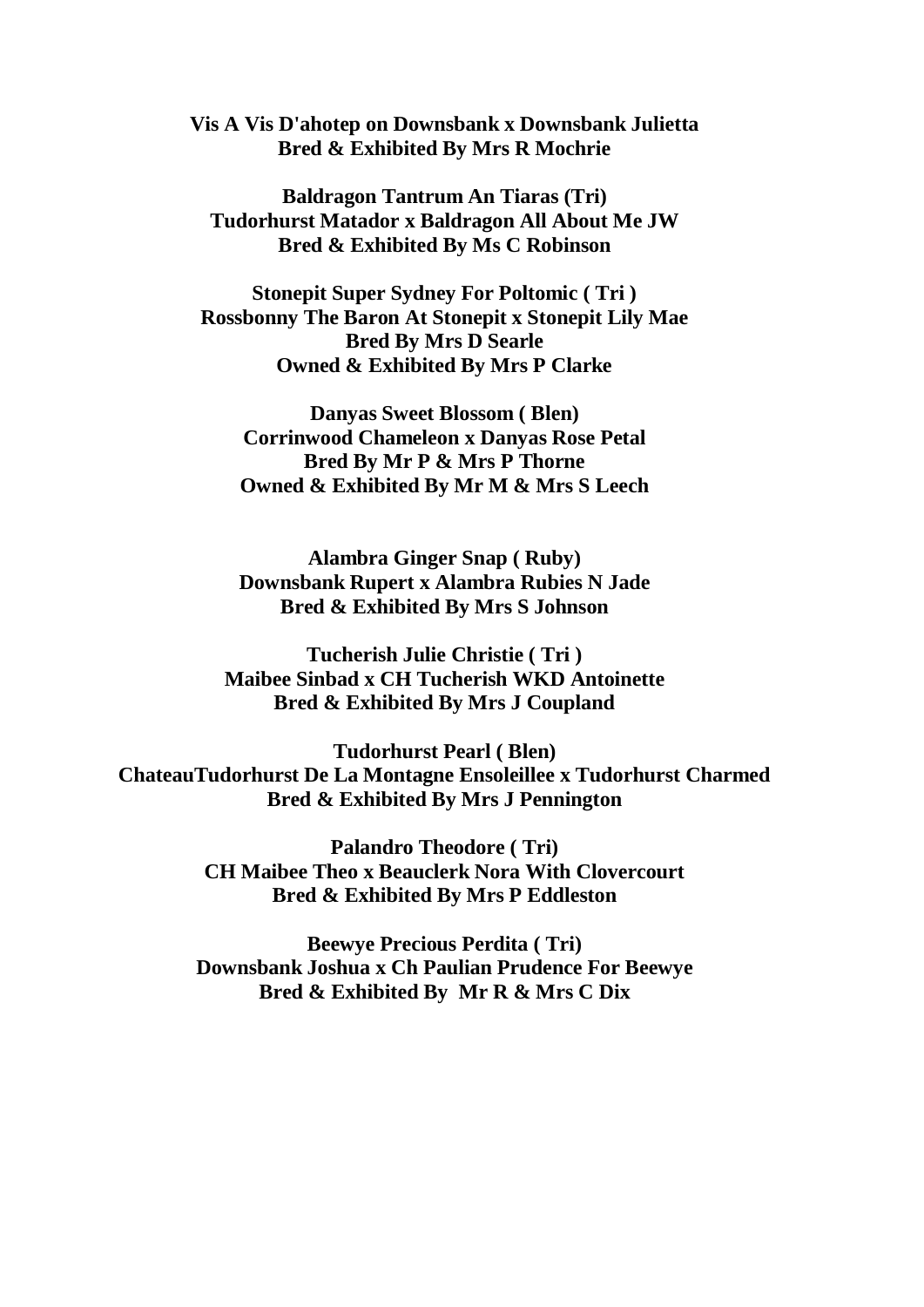**Vis A Vis D'ahotep on Downsbank x Downsbank Julietta**
**Bred & Exhibited By Mrs R Mochrie**

**Baldragon Tantrum An Tiaras (Tri)**
**Tudorhurst Matador x Baldragon All About Me JW**
**Bred & Exhibited By Ms C Robinson**

**Stonepit Super Sydney For Poltomic ( Tri )**
**Rossbonny The Baron At Stonepit x Stonepit Lily Mae**
**Bred By Mrs D Searle**
**Owned & Exhibited By Mrs P Clarke**

**Danyas Sweet Blossom ( Blen)**
**Corrinwood Chameleon x Danyas Rose Petal**
**Bred By Mr P & Mrs P Thorne**
**Owned & Exhibited By Mr M & Mrs S Leech**

**Alambra Ginger Snap ( Ruby)**
**Downsbank Rupert x Alambra Rubies N Jade**
**Bred & Exhibited By Mrs S Johnson**

**Tucherish Julie Christie ( Tri )**
**Maibee Sinbad x CH Tucherish WKD Antoinette**
**Bred & Exhibited By Mrs J Coupland**

**Tudorhurst Pearl ( Blen)**
**ChateauTudorhurst De La Montagne Ensoleillee x Tudorhurst Charmed**
**Bred & Exhibited By Mrs J Pennington**

**Palandro Theodore ( Tri)**
**CH Maibee Theo x Beauclerk Nora With Clovercourt**
**Bred & Exhibited By Mrs P Eddleston**

**Beewye Precious Perdita ( Tri)**
**Downsbank Joshua x Ch Paulian Prudence For Beewye**
**Bred & Exhibited By Mr R & Mrs C Dix**